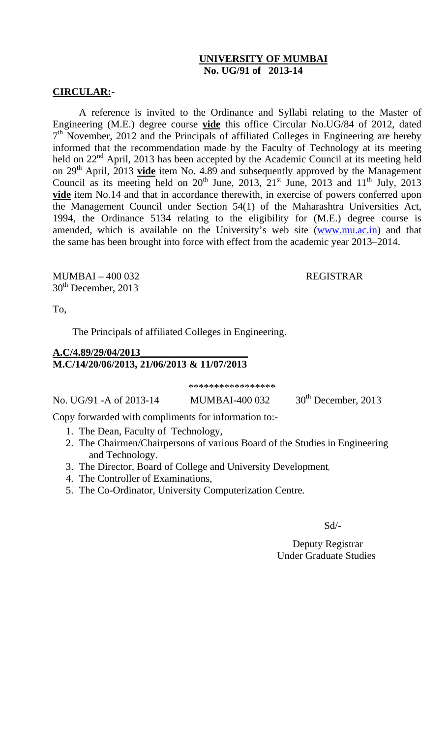**UNIVERSITY OF MUMBAI**
**No. UG/91 of 2013-14**

**CIRCULAR:-**

A reference is invited to the Ordinance and Syllabi relating to the Master of Engineering (M.E.) degree course **vide** this office Circular No.UG/84 of 2012, dated 7th November, 2012 and the Principals of affiliated Colleges in Engineering are hereby informed that the recommendation made by the Faculty of Technology at its meeting held on 22nd April, 2013 has been accepted by the Academic Council at its meeting held on 29th April, 2013 **vide** item No. 4.89 and subsequently approved by the Management Council as its meeting held on 20th June, 2013, 21st June, 2013 and 11th July, 2013 **vide** item No.14 and that in accordance therewith, in exercise of powers conferred upon the Management Council under Section 54(1) of the Maharashtra Universities Act, 1994, the Ordinance 5134 relating to the eligibility for (M.E.) degree course is amended, which is available on the University's web site (www.mu.ac.in) and that the same has been brought into force with effect from the academic year 2013–2014.

MUMBAI – 400 032
30th December, 2013

REGISTRAR

To,

The Principals of affiliated Colleges in Engineering.

**A.C/4.89/29/04/2013**
**M.C/14/20/06/2013, 21/06/2013 & 11/07/2013**

\*\*\*\*\*\*\*\*\*\*\*\*\*\*\*\*\*

No. UG/91 -A of 2013-14    MUMBAI-400 032    30th December, 2013

Copy forwarded with compliments for information to:-

1. The Dean, Faculty of Technology,
2. The Chairmen/Chairpersons of various Board of the Studies in Engineering and Technology.
3. The Director, Board of College and University Development,
4. The Controller of Examinations,
5. The Co-Ordinator, University Computerization Centre.

Sd/-

Deputy Registrar
Under Graduate Studies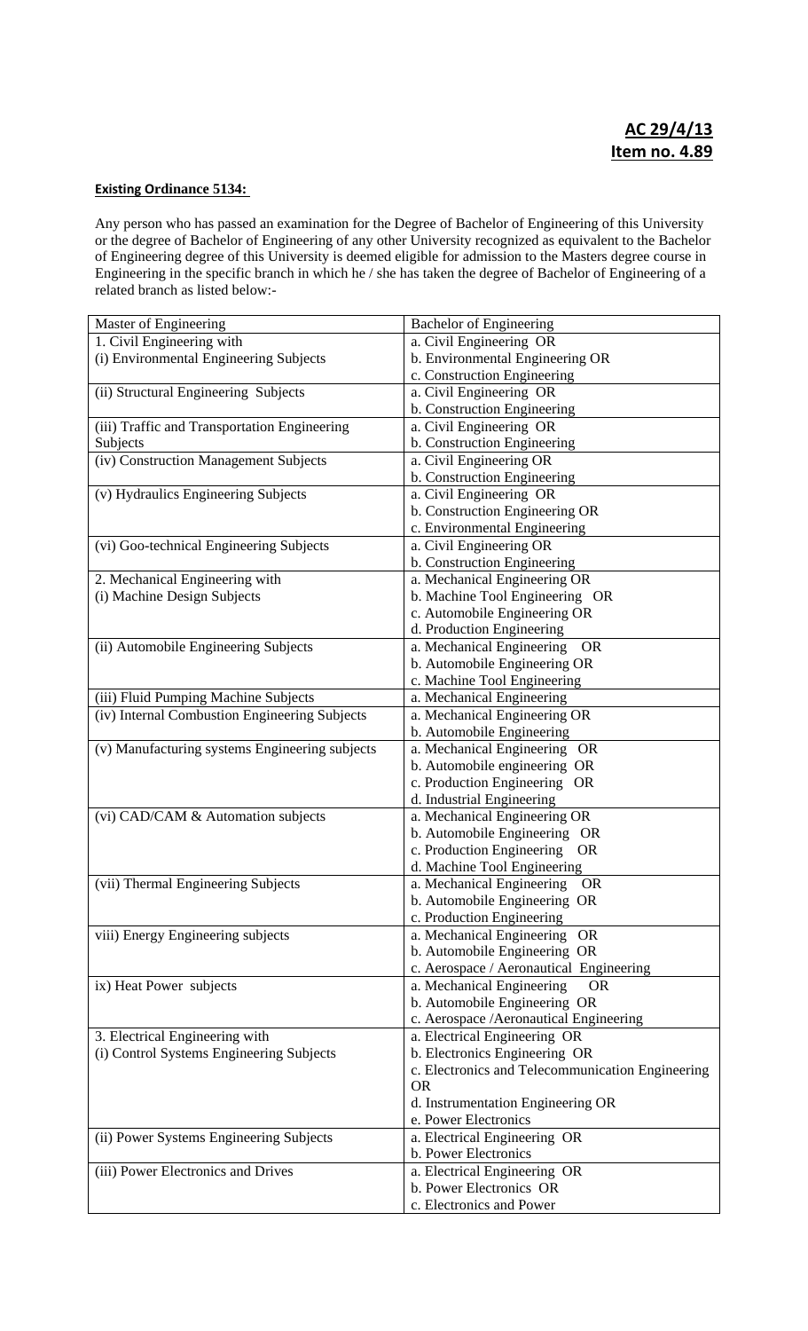**AC 29/4/13**
**Item no. 4.89**

**Existing Ordinance 5134:**

Any person who has passed an examination for the Degree of Bachelor of Engineering of this University or the degree of Bachelor of Engineering of any other University recognized as equivalent to the Bachelor of Engineering degree of this University is deemed eligible for admission to the Masters degree course in Engineering in the specific branch in which he / she has taken the degree of Bachelor of Engineering of a related branch as listed below:-

| Master of Engineering | Bachelor of Engineering |
|---|---|
| 1. Civil Engineering with<br>(i) Environmental Engineering Subjects | a. Civil Engineering OR<br>b. Environmental Engineering OR<br>c. Construction Engineering |
| (ii) Structural Engineering Subjects | a. Civil Engineering OR<br>b. Construction Engineering |
| (iii) Traffic and Transportation Engineering Subjects | a. Civil Engineering OR<br>b. Construction Engineering |
| (iv) Construction Management Subjects | a. Civil Engineering OR<br>b. Construction Engineering |
| (v) Hydraulics Engineering Subjects | a. Civil Engineering OR<br>b. Construction Engineering OR<br>c. Environmental Engineering |
| (vi) Goo-technical Engineering Subjects | a. Civil Engineering OR<br>b. Construction Engineering |
| 2. Mechanical Engineering with<br>(i) Machine Design Subjects | a. Mechanical Engineering OR<br>b. Machine Tool Engineering OR<br>c. Automobile Engineering OR<br>d. Production Engineering |
| (ii) Automobile Engineering Subjects | a. Mechanical Engineering OR<br>b. Automobile Engineering OR<br>c. Machine Tool Engineering |
| (iii) Fluid Pumping Machine Subjects | a. Mechanical Engineering |
| (iv) Internal Combustion Engineering Subjects | a. Mechanical Engineering OR<br>b. Automobile Engineering |
| (v) Manufacturing systems Engineering subjects | a. Mechanical Engineering OR<br>b. Automobile engineering OR<br>c. Production Engineering OR<br>d. Industrial Engineering |
| (vi) CAD/CAM & Automation subjects | a. Mechanical Engineering OR<br>b. Automobile Engineering OR<br>c. Production Engineering OR<br>d. Machine Tool Engineering |
| (vii) Thermal Engineering Subjects | a. Mechanical Engineering OR<br>b. Automobile Engineering OR<br>c. Production Engineering |
| viii) Energy Engineering subjects | a. Mechanical Engineering OR<br>b. Automobile Engineering OR<br>c. Aerospace / Aeronautical Engineering |
| ix) Heat Power subjects | a. Mechanical Engineering OR<br>b. Automobile Engineering OR<br>c. Aerospace /Aeronautical Engineering |
| 3. Electrical Engineering with<br>(i) Control Systems Engineering Subjects | a. Electrical Engineering OR<br>b. Electronics Engineering OR<br>c. Electronics and Telecommunication Engineering OR<br>d. Instrumentation Engineering OR<br>e. Power Electronics |
| (ii) Power Systems Engineering Subjects | a. Electrical Engineering OR<br>b. Power Electronics |
| (iii) Power Electronics and Drives | a. Electrical Engineering OR<br>b. Power Electronics OR<br>c. Electronics and Power |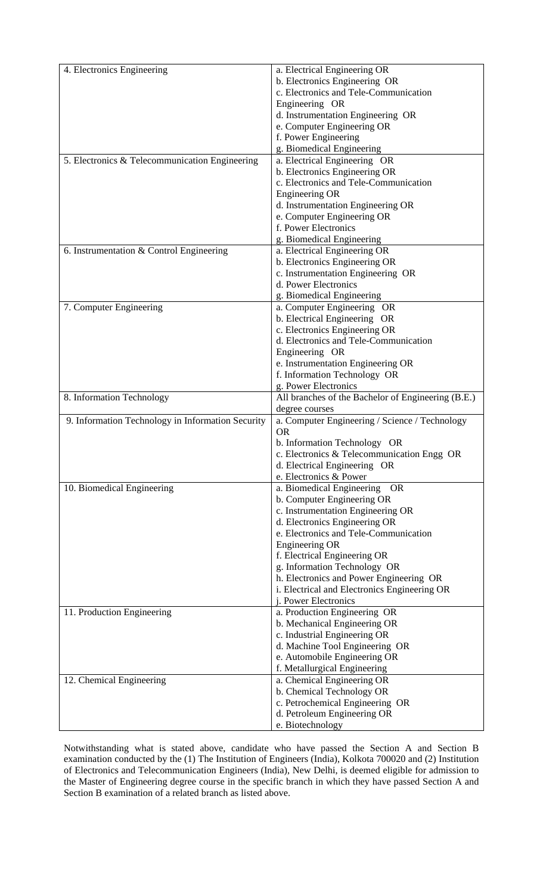| | |
|---|---|
| 4. Electronics Engineering | a. Electrical Engineering OR<br>b. Electronics Engineering OR<br>c. Electronics and Tele-Communication Engineering OR<br>d. Instrumentation Engineering OR<br>e. Computer Engineering OR<br>f. Power Engineering<br>g. Biomedical Engineering |
| 5. Electronics & Telecommunication Engineering | a. Electrical Engineering OR<br>b. Electronics Engineering OR<br>c. Electronics and Tele-Communication Engineering OR<br>d. Instrumentation Engineering OR<br>e. Computer Engineering OR<br>f. Power Electronics<br>g. Biomedical Engineering |
| 6. Instrumentation & Control Engineering | a. Electrical Engineering OR<br>b. Electronics Engineering OR<br>c. Instrumentation Engineering OR<br>d. Power Electronics<br>g. Biomedical Engineering |
| 7. Computer Engineering | a. Computer Engineering OR<br>b. Electrical Engineering OR<br>c. Electronics Engineering OR<br>d. Electronics and Tele-Communication Engineering OR<br>e. Instrumentation Engineering OR<br>f. Information Technology OR<br>g. Power Electronics |
| 8. Information Technology | All branches of the Bachelor of Engineering (B.E.) degree courses |
| 9. Information Technology in Information Security | a. Computer Engineering / Science / Technology OR<br>b. Information Technology OR<br>c. Electronics & Telecommunication Engg OR<br>d. Electrical Engineering OR<br>e. Electronics & Power |
| 10. Biomedical Engineering | a. Biomedical Engineering OR<br>b. Computer Engineering OR<br>c. Instrumentation Engineering OR<br>d. Electronics Engineering OR<br>e. Electronics and Tele-Communication Engineering OR<br>f. Electrical Engineering OR<br>g. Information Technology OR<br>h. Electronics and Power Engineering OR<br>i. Electrical and Electronics Engineering OR<br>j. Power Electronics |
| 11. Production Engineering | a. Production Engineering OR<br>b. Mechanical Engineering OR<br>c. Industrial Engineering OR<br>d. Machine Tool Engineering OR<br>e. Automobile Engineering OR<br>f. Metallurgical Engineering |
| 12. Chemical Engineering | a. Chemical Engineering OR<br>b. Chemical Technology OR<br>c. Petrochemical Engineering OR<br>d. Petroleum Engineering OR<br>e. Biotechnology |

Notwithstanding what is stated above, candidate who have passed the Section A and Section B examination conducted by the (1) The Institution of Engineers (India), Kolkota 700020 and (2) Institution of Electronics and Telecommunication Engineers (India), New Delhi, is deemed eligible for admission to the Master of Engineering degree course in the specific branch in which they have passed Section A and Section B examination of a related branch as listed above.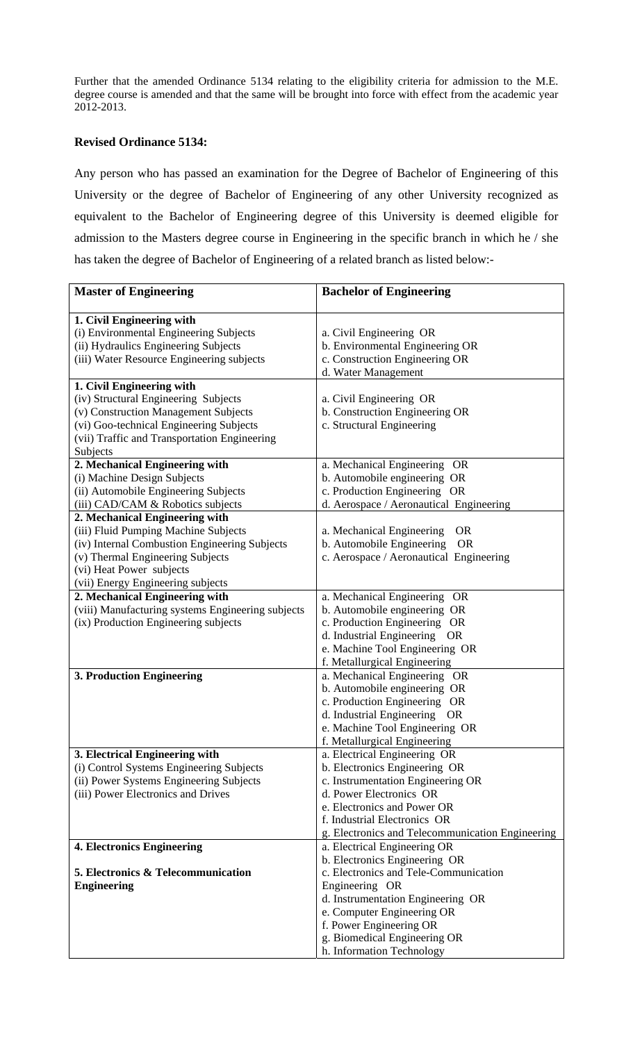Further that the amended Ordinance 5134 relating to the eligibility criteria for admission to the M.E. degree course is amended and that the same will be brought into force with effect from the academic year 2012-2013.

**Revised Ordinance 5134:**

Any person who has passed an examination for the Degree of Bachelor of Engineering of this University or the degree of Bachelor of Engineering of any other University recognized as equivalent to the Bachelor of Engineering degree of this University is deemed eligible for admission to the Masters degree course in Engineering in the specific branch in which he / she has taken the degree of Bachelor of Engineering of a related branch as listed below:-

| Master of Engineering | Bachelor of Engineering |
|---|---|
| **1. Civil Engineering with**<br>(i) Environmental Engineering Subjects<br>(ii) Hydraulics Engineering Subjects<br>(iii) Water Resource Engineering subjects | a. Civil Engineering OR<br>b. Environmental Engineering OR<br>c. Construction Engineering OR<br>d. Water Management |
| **1. Civil Engineering with**<br>(iv) Structural Engineering Subjects<br>(v) Construction Management Subjects<br>(vi) Goo-technical Engineering Subjects<br>(vii) Traffic and Transportation Engineering Subjects | a. Civil Engineering OR<br>b. Construction Engineering OR<br>c. Structural Engineering |
| **2. Mechanical Engineering with**<br>(i) Machine Design Subjects<br>(ii) Automobile Engineering Subjects<br>(iii) CAD/CAM & Robotics subjects | a. Mechanical Engineering OR<br>b. Automobile engineering OR<br>c. Production Engineering OR<br>d. Aerospace / Aeronautical Engineering |
| **2. Mechanical Engineering with**<br>(iii) Fluid Pumping Machine Subjects<br>(iv) Internal Combustion Engineering Subjects<br>(v) Thermal Engineering Subjects<br>(vi) Heat Power subjects<br>(vii) Energy Engineering subjects | a. Mechanical Engineering OR<br>b. Automobile Engineering OR<br>c. Aerospace / Aeronautical Engineering |
| **2. Mechanical Engineering with**<br>(viii) Manufacturing systems Engineering subjects<br>(ix) Production Engineering subjects | a. Mechanical Engineering OR<br>b. Automobile engineering OR<br>c. Production Engineering OR<br>d. Industrial Engineering OR<br>e. Machine Tool Engineering OR<br>f. Metallurgical Engineering |
| **3. Production Engineering** | a. Mechanical Engineering OR<br>b. Automobile engineering OR<br>c. Production Engineering OR<br>d. Industrial Engineering OR<br>e. Machine Tool Engineering OR<br>f. Metallurgical Engineering |
| **3. Electrical Engineering with**<br>(i) Control Systems Engineering Subjects<br>(ii) Power Systems Engineering Subjects<br>(iii) Power Electronics and Drives | a. Electrical Engineering OR<br>b. Electronics Engineering OR<br>c. Instrumentation Engineering OR<br>d. Power Electronics OR<br>e. Electronics and Power OR<br>f. Industrial Electronics OR<br>g. Electronics and Telecommunication Engineering |
| **4. Electronics Engineering**<br><br>**5. Electronics & Telecommunication Engineering** | a. Electrical Engineering OR<br>b. Electronics Engineering OR<br>c. Electronics and Tele-Communication Engineering OR<br>d. Instrumentation Engineering OR<br>e. Computer Engineering OR<br>f. Power Engineering OR<br>g. Biomedical Engineering OR<br>h. Information Technology |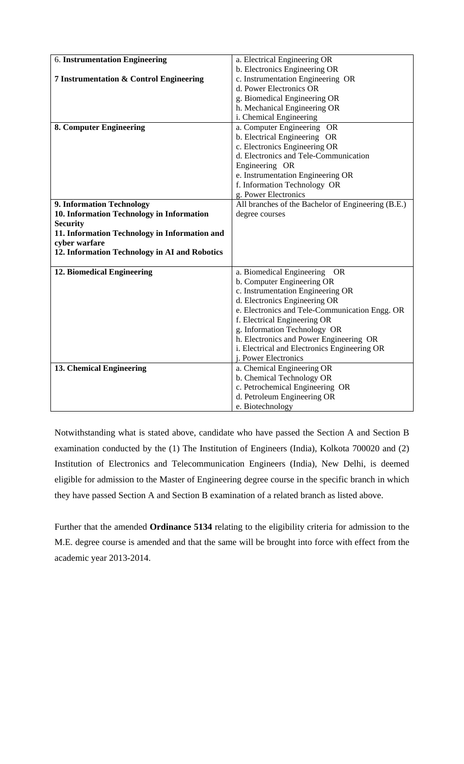| | |
|---|---|
| 6. **Instrumentation Engineering**<br><br>**7 Instrumentation & Control Engineering** | a. Electrical Engineering OR<br>b. Electronics Engineering OR<br>c. Instrumentation Engineering OR<br>d. Power Electronics OR<br>g. Biomedical Engineering OR<br>h. Mechanical Engineering OR<br>i. Chemical Engineering |
| **8. Computer Engineering** | a. Computer Engineering OR<br>b. Electrical Engineering OR<br>c. Electronics Engineering OR<br>d. Electronics and Tele-Communication Engineering OR<br>e. Instrumentation Engineering OR<br>f. Information Technology OR<br>g. Power Electronics |
| **9. Information Technology**<br>**10. Information Technology in Information Security**<br>**11. Information Technology in Information and cyber warfare**<br>**12. Information Technology in AI and Robotics** | All branches of the Bachelor of Engineering (B.E.) degree courses |
| **12. Biomedical Engineering** | a. Biomedical Engineering OR<br>b. Computer Engineering OR<br>c. Instrumentation Engineering OR<br>d. Electronics Engineering OR<br>e. Electronics and Tele-Communication Engg. OR<br>f. Electrical Engineering OR<br>g. Information Technology OR<br>h. Electronics and Power Engineering OR<br>i. Electrical and Electronics Engineering OR<br>j. Power Electronics |
| **13. Chemical Engineering** | a. Chemical Engineering OR<br>b. Chemical Technology OR<br>c. Petrochemical Engineering OR<br>d. Petroleum Engineering OR<br>e. Biotechnology |

Notwithstanding what is stated above, candidate who have passed the Section A and Section B examination conducted by the (1) The Institution of Engineers (India), Kolkota 700020 and (2) Institution of Electronics and Telecommunication Engineers (India), New Delhi, is deemed eligible for admission to the Master of Engineering degree course in the specific branch in which they have passed Section A and Section B examination of a related branch as listed above.

Further that the amended **Ordinance 5134** relating to the eligibility criteria for admission to the M.E. degree course is amended and that the same will be brought into force with effect from the academic year 2013-2014.